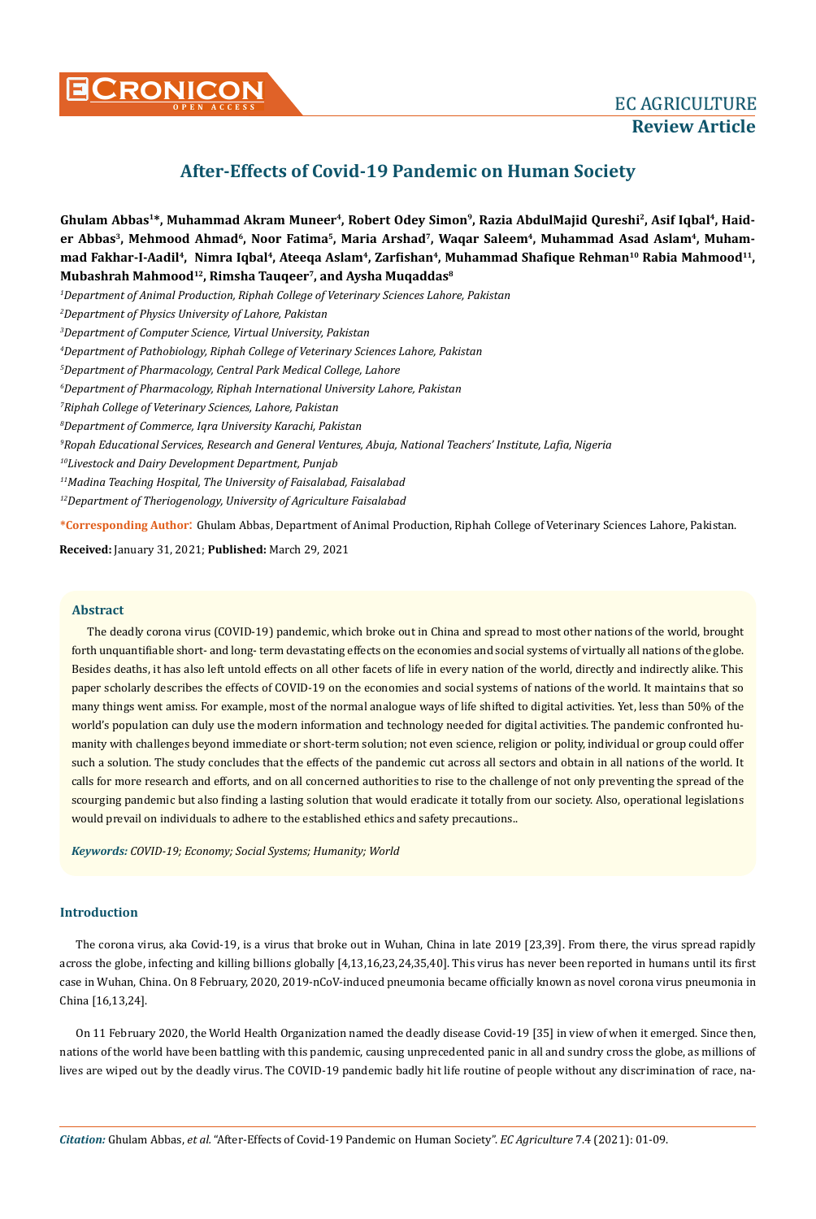# After-Effects of Covid-19 Pandemic on Human Society

**Ghulam Abbas[1]\*, Muhammad Akram Muneer[4], Robert Odey Simon[9], Razia AbdulMajid Qureshi[2], Asif Iqbal[4], Haider Abbas[3], Mehmood Ahmad[6], Noor Fatima[5], Maria Arshad[7], Waqar Saleem[4], Muhammad Asad Aslam[4], Muhammad Fakhar-I-Aadil[4], Nimra Iqbal[4], Ateeqa Aslam[4], Zarfishan[4], Muhammad Shafique Rehman[10] Rabia Mahmood[11], Mubashrah Mahmood[12], Rimsha Tauqeer[7], and Aysha Muqaddas[8]**

[1]*Department of Animal Production, Riphah College of Veterinary Sciences Lahore, Pakistan*

[2]*Department of Physics University of Lahore, Pakistan*

[3]*Department of Computer Science, Virtual University, Pakistan*

[4]*Department of Pathobiology, Riphah College of Veterinary Sciences Lahore, Pakistan*

[5]*Department of Pharmacology, Central Park Medical College, Lahore*

[6]*Department of Pharmacology, Riphah International University Lahore, Pakistan*

[7]*Riphah College of Veterinary Sciences, Lahore, Pakistan*

[8]*Department of Commerce, Iqra University Karachi, Pakistan*

[9]*Ropah Educational Services, Research and General Ventures, Abuja, National Teachers' Institute, Lafia, Nigeria*

[10]*Livestock and Dairy Development Department, Punjab*

[11]*Madina Teaching Hospital, The University of Faisalabad, Faisalabad*

[12]*Department of Theriogenology, University of Agriculture Faisalabad*

**\*Corresponding Author:** Ghulam Abbas, Department of Animal Production, Riphah College of Veterinary Sciences Lahore, Pakistan.

**Received:** January 31, 2021; **Published:** March 29, 2021

## Abstract

The deadly corona virus (COVID-19) pandemic, which broke out in China and spread to most other nations of the world, brought forth unquantifiable short- and long- term devastating effects on the economies and social systems of virtually all nations of the globe. Besides deaths, it has also left untold effects on all other facets of life in every nation of the world, directly and indirectly alike. This paper scholarly describes the effects of COVID-19 on the economies and social systems of nations of the world. It maintains that so many things went amiss. For example, most of the normal analogue ways of life shifted to digital activities. Yet, less than 50% of the world's population can duly use the modern information and technology needed for digital activities. The pandemic confronted humanity with challenges beyond immediate or short-term solution; not even science, religion or polity, individual or group could offer such a solution. The study concludes that the effects of the pandemic cut across all sectors and obtain in all nations of the world. It calls for more research and efforts, and on all concerned authorities to rise to the challenge of not only preventing the spread of the scourging pandemic but also finding a lasting solution that would eradicate it totally from our society. Also, operational legislations would prevail on individuals to adhere to the established ethics and safety precautions..

***Keywords:*** *COVID-19; Economy; Social Systems; Humanity; World*

## Introduction

The corona virus, aka Covid-19, is a virus that broke out in Wuhan, China in late 2019 [23,39]. From there, the virus spread rapidly across the globe, infecting and killing billions globally [4,13,16,23,24,35,40]. This virus has never been reported in humans until its first case in Wuhan, China. On 8 February, 2020, 2019-nCoV-induced pneumonia became officially known as novel corona virus pneumonia in China [16,13,24].

On 11 February 2020, the World Health Organization named the deadly disease Covid-19 [35] in view of when it emerged. Since then, nations of the world have been battling with this pandemic, causing unprecedented panic in all and sundry cross the globe, as millions of lives are wiped out by the deadly virus. The COVID-19 pandemic badly hit life routine of people without any discrimination of race, na-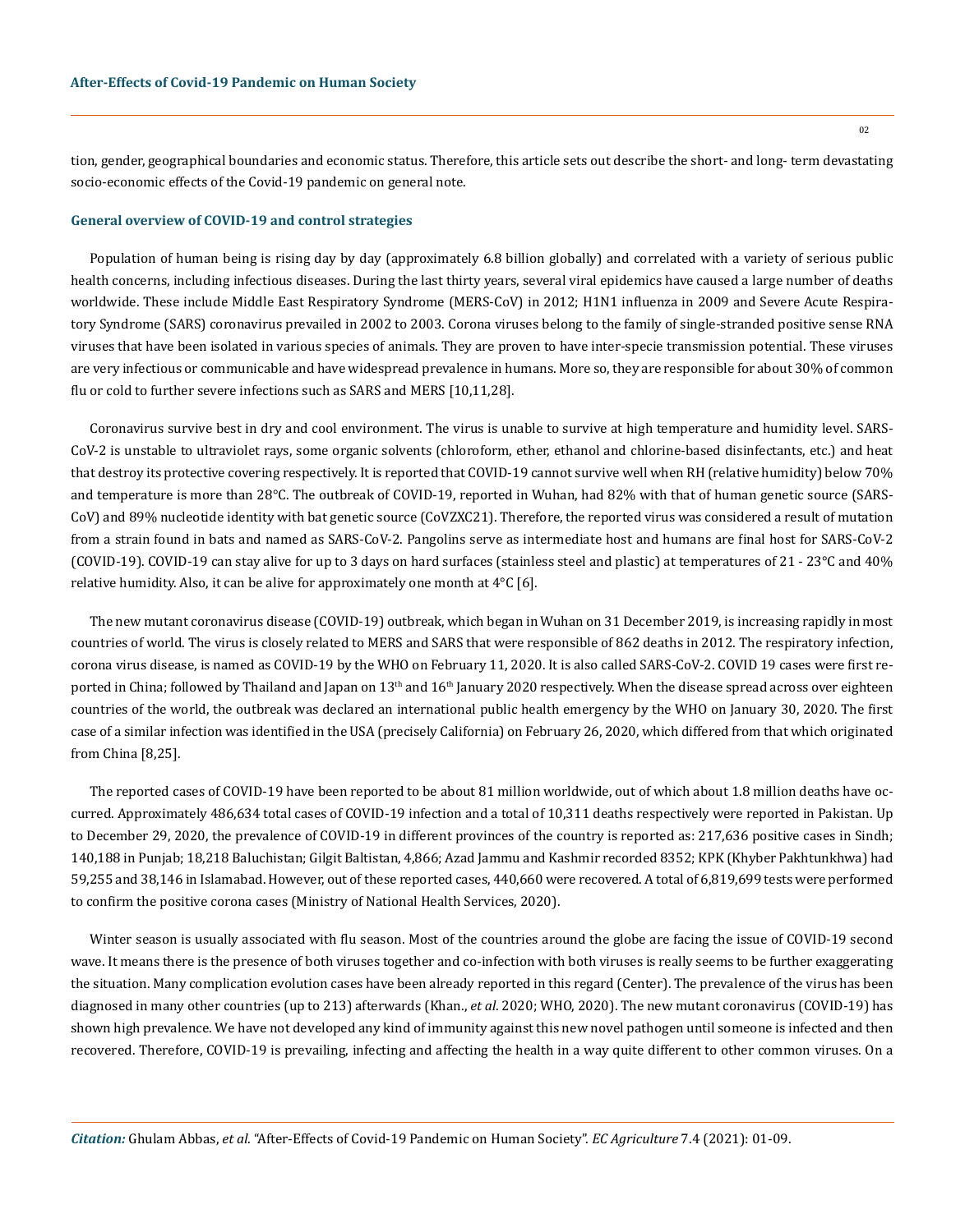tion, gender, geographical boundaries and economic status. Therefore, this article sets out describe the short- and long- term devastating socio-economic effects of the Covid-19 pandemic on general note.

### General overview of COVID-19 and control strategies

Population of human being is rising day by day (approximately 6.8 billion globally) and correlated with a variety of serious public health concerns, including infectious diseases. During the last thirty years, several viral epidemics have caused a large number of deaths worldwide. These include Middle East Respiratory Syndrome (MERS-CoV) in 2012; H1N1 influenza in 2009 and Severe Acute Respiratory Syndrome (SARS) coronavirus prevailed in 2002 to 2003. Corona viruses belong to the family of single-stranded positive sense RNA viruses that have been isolated in various species of animals. They are proven to have inter-specie transmission potential. These viruses are very infectious or communicable and have widespread prevalence in humans. More so, they are responsible for about 30% of common flu or cold to further severe infections such as SARS and MERS [10,11,28].

Coronavirus survive best in dry and cool environment. The virus is unable to survive at high temperature and humidity level. SARS-CoV-2 is unstable to ultraviolet rays, some organic solvents (chloroform, ether, ethanol and chlorine-based disinfectants, etc.) and heat that destroy its protective covering respectively. It is reported that COVID-19 cannot survive well when RH (relative humidity) below 70% and temperature is more than 28°C. The outbreak of COVID-19, reported in Wuhan, had 82% with that of human genetic source (SARS-CoV) and 89% nucleotide identity with bat genetic source (CoVZXC21). Therefore, the reported virus was considered a result of mutation from a strain found in bats and named as SARS-CoV-2. Pangolins serve as intermediate host and humans are final host for SARS-CoV-2 (COVID-19). COVID-19 can stay alive for up to 3 days on hard surfaces (stainless steel and plastic) at temperatures of 21 - 23°C and 40% relative humidity. Also, it can be alive for approximately one month at 4°C [6].

The new mutant coronavirus disease (COVID-19) outbreak, which began in Wuhan on 31 December 2019, is increasing rapidly in most countries of world. The virus is closely related to MERS and SARS that were responsible of 862 deaths in 2012. The respiratory infection, corona virus disease, is named as COVID-19 by the WHO on February 11, 2020. It is also called SARS-CoV-2. COVID 19 cases were first reported in China; followed by Thailand and Japan on 13th and 16th January 2020 respectively. When the disease spread across over eighteen countries of the world, the outbreak was declared an international public health emergency by the WHO on January 30, 2020. The first case of a similar infection was identified in the USA (precisely California) on February 26, 2020, which differed from that which originated from China [8,25].

The reported cases of COVID-19 have been reported to be about 81 million worldwide, out of which about 1.8 million deaths have occurred. Approximately 486,634 total cases of COVID-19 infection and a total of 10,311 deaths respectively were reported in Pakistan. Up to December 29, 2020, the prevalence of COVID-19 in different provinces of the country is reported as: 217,636 positive cases in Sindh; 140,188 in Punjab; 18,218 Baluchistan; Gilgit Baltistan, 4,866; Azad Jammu and Kashmir recorded 8352; KPK (Khyber Pakhtunkhwa) had 59,255 and 38,146 in Islamabad. However, out of these reported cases, 440,660 were recovered. A total of 6,819,699 tests were performed to confirm the positive corona cases (Ministry of National Health Services, 2020).

Winter season is usually associated with flu season. Most of the countries around the globe are facing the issue of COVID-19 second wave. It means there is the presence of both viruses together and co-infection with both viruses is really seems to be further exaggerating the situation. Many complication evolution cases have been already reported in this regard (Center). The prevalence of the virus has been diagnosed in many other countries (up to 213) afterwards (Khan., *et al*. 2020; WHO, 2020). The new mutant coronavirus (COVID-19) has shown high prevalence. We have not developed any kind of immunity against this new novel pathogen until someone is infected and then recovered. Therefore, COVID-19 is prevailing, infecting and affecting the health in a way quite different to other common viruses. On a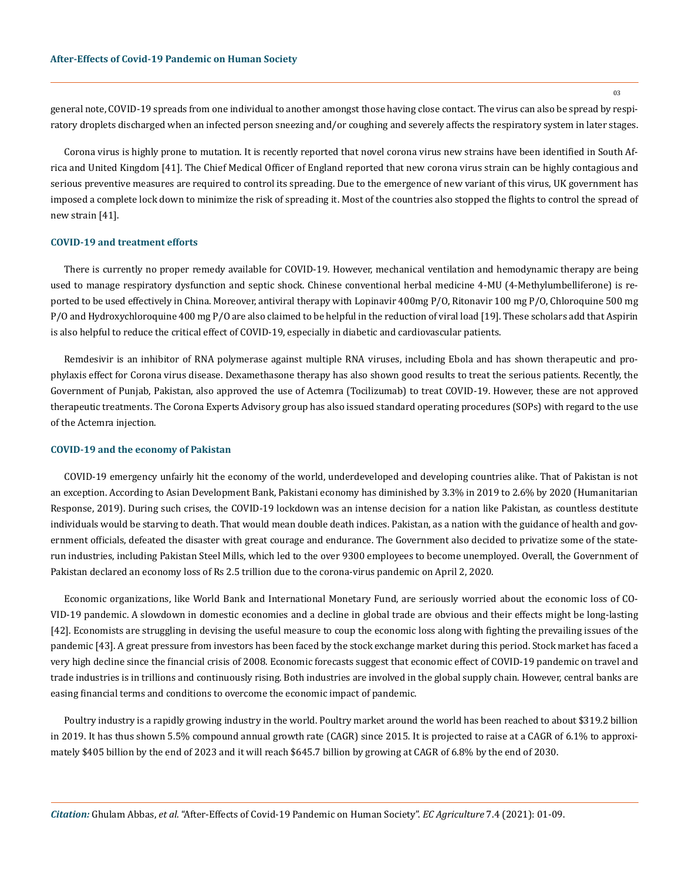general note, COVID-19 spreads from one individual to another amongst those having close contact. The virus can also be spread by respiratory droplets discharged when an infected person sneezing and/or coughing and severely affects the respiratory system in later stages.

Corona virus is highly prone to mutation. It is recently reported that novel corona virus new strains have been identified in South Africa and United Kingdom [41]. The Chief Medical Officer of England reported that new corona virus strain can be highly contagious and serious preventive measures are required to control its spreading. Due to the emergence of new variant of this virus, UK government has imposed a complete lock down to minimize the risk of spreading it. Most of the countries also stopped the flights to control the spread of new strain [41].

### COVID-19 and treatment efforts

There is currently no proper remedy available for COVID-19. However, mechanical ventilation and hemodynamic therapy are being used to manage respiratory dysfunction and septic shock. Chinese conventional herbal medicine 4-MU (4-Methylumbelliferone) is reported to be used effectively in China. Moreover, antiviral therapy with Lopinavir 400mg P/O, Ritonavir 100 mg P/O, Chloroquine 500 mg P/O and Hydroxychloroquine 400 mg P/O are also claimed to be helpful in the reduction of viral load [19]. These scholars add that Aspirin is also helpful to reduce the critical effect of COVID-19, especially in diabetic and cardiovascular patients.

Remdesivir is an inhibitor of RNA polymerase against multiple RNA viruses, including Ebola and has shown therapeutic and prophylaxis effect for Corona virus disease. Dexamethasone therapy has also shown good results to treat the serious patients. Recently, the Government of Punjab, Pakistan, also approved the use of Actemra (Tocilizumab) to treat COVID-19. However, these are not approved therapeutic treatments. The Corona Experts Advisory group has also issued standard operating procedures (SOPs) with regard to the use of the Actemra injection.

### COVID-19 and the economy of Pakistan

COVID-19 emergency unfairly hit the economy of the world, underdeveloped and developing countries alike. That of Pakistan is not an exception. According to Asian Development Bank, Pakistani economy has diminished by 3.3% in 2019 to 2.6% by 2020 (Humanitarian Response, 2019). During such crises, the COVID-19 lockdown was an intense decision for a nation like Pakistan, as countless destitute individuals would be starving to death. That would mean double death indices. Pakistan, as a nation with the guidance of health and government officials, defeated the disaster with great courage and endurance. The Government also decided to privatize some of the state-run industries, including Pakistan Steel Mills, which led to the over 9300 employees to become unemployed. Overall, the Government of Pakistan declared an economy loss of Rs 2.5 trillion due to the corona-virus pandemic on April 2, 2020.

Economic organizations, like World Bank and International Monetary Fund, are seriously worried about the economic loss of COVID-19 pandemic. A slowdown in domestic economies and a decline in global trade are obvious and their effects might be long-lasting [42]. Economists are struggling in devising the useful measure to coup the economic loss along with fighting the prevailing issues of the pandemic [43]. A great pressure from investors has been faced by the stock exchange market during this period. Stock market has faced a very high decline since the financial crisis of 2008. Economic forecasts suggest that economic effect of COVID-19 pandemic on travel and trade industries is in trillions and continuously rising. Both industries are involved in the global supply chain. However, central banks are easing financial terms and conditions to overcome the economic impact of pandemic.

Poultry industry is a rapidly growing industry in the world. Poultry market around the world has been reached to about $319.2 billion in 2019. It has thus shown 5.5% compound annual growth rate (CAGR) since 2015. It is projected to raise at a CAGR of 6.1% to approximately $405 billion by the end of 2023 and it will reach $645.7 billion by growing at CAGR of 6.8% by the end of 2030.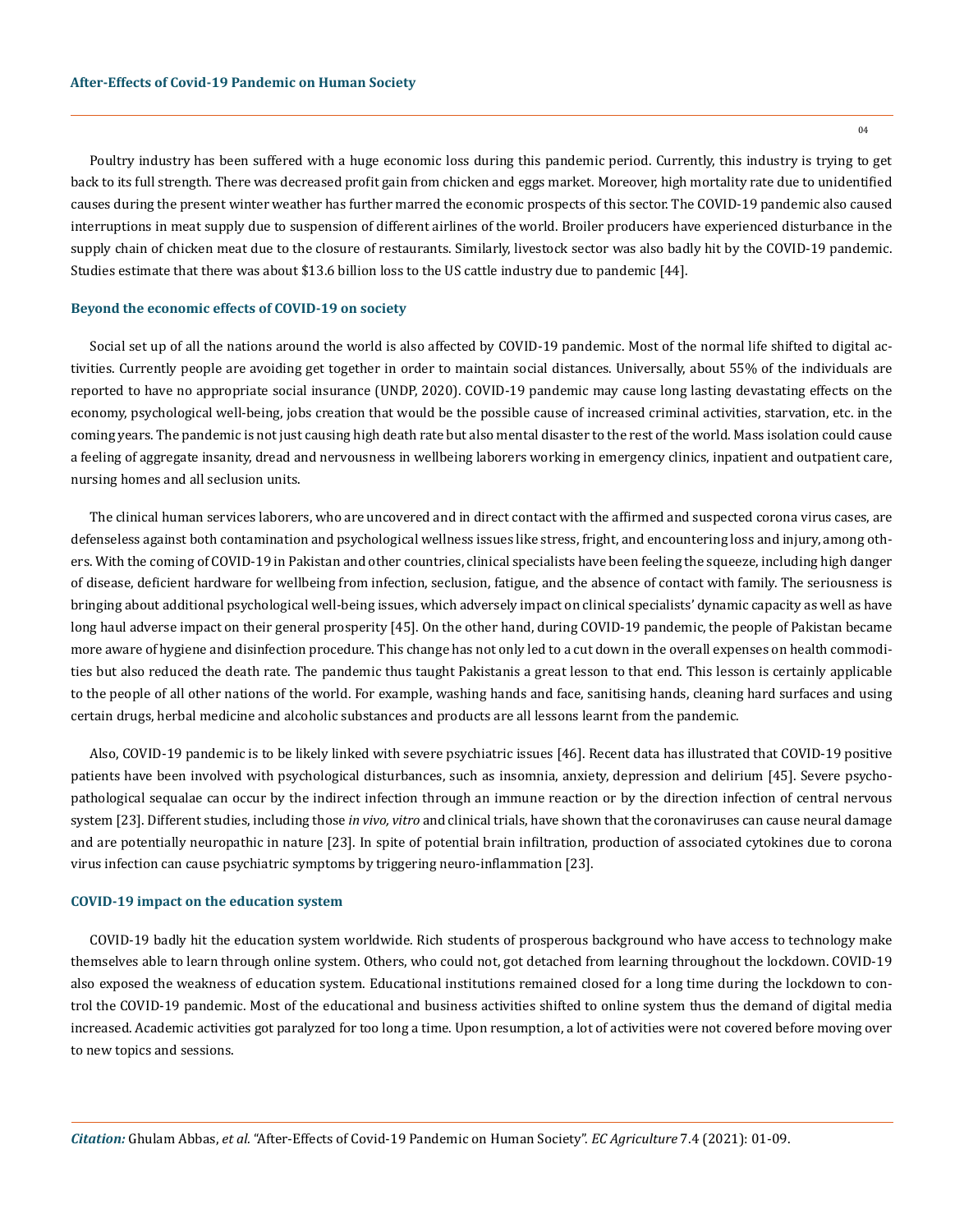Poultry industry has been suffered with a huge economic loss during this pandemic period. Currently, this industry is trying to get back to its full strength. There was decreased profit gain from chicken and eggs market. Moreover, high mortality rate due to unidentified causes during the present winter weather has further marred the economic prospects of this sector. The COVID-19 pandemic also caused interruptions in meat supply due to suspension of different airlines of the world. Broiler producers have experienced disturbance in the supply chain of chicken meat due to the closure of restaurants. Similarly, livestock sector was also badly hit by the COVID-19 pandemic. Studies estimate that there was about $13.6 billion loss to the US cattle industry due to pandemic [44].

### Beyond the economic effects of COVID-19 on society

Social set up of all the nations around the world is also affected by COVID-19 pandemic. Most of the normal life shifted to digital activities. Currently people are avoiding get together in order to maintain social distances. Universally, about 55% of the individuals are reported to have no appropriate social insurance (UNDP, 2020). COVID-19 pandemic may cause long lasting devastating effects on the economy, psychological well-being, jobs creation that would be the possible cause of increased criminal activities, starvation, etc. in the coming years. The pandemic is not just causing high death rate but also mental disaster to the rest of the world. Mass isolation could cause a feeling of aggregate insanity, dread and nervousness in wellbeing laborers working in emergency clinics, inpatient and outpatient care, nursing homes and all seclusion units.

The clinical human services laborers, who are uncovered and in direct contact with the affirmed and suspected corona virus cases, are defenseless against both contamination and psychological wellness issues like stress, fright, and encountering loss and injury, among others. With the coming of COVID-19 in Pakistan and other countries, clinical specialists have been feeling the squeeze, including high danger of disease, deficient hardware for wellbeing from infection, seclusion, fatigue, and the absence of contact with family. The seriousness is bringing about additional psychological well-being issues, which adversely impact on clinical specialists' dynamic capacity as well as have long haul adverse impact on their general prosperity [45]. On the other hand, during COVID-19 pandemic, the people of Pakistan became more aware of hygiene and disinfection procedure. This change has not only led to a cut down in the overall expenses on health commodities but also reduced the death rate. The pandemic thus taught Pakistanis a great lesson to that end. This lesson is certainly applicable to the people of all other nations of the world. For example, washing hands and face, sanitising hands, cleaning hard surfaces and using certain drugs, herbal medicine and alcoholic substances and products are all lessons learnt from the pandemic.

Also, COVID-19 pandemic is to be likely linked with severe psychiatric issues [46]. Recent data has illustrated that COVID-19 positive patients have been involved with psychological disturbances, such as insomnia, anxiety, depression and delirium [45]. Severe psychopathological sequalae can occur by the indirect infection through an immune reaction or by the direction infection of central nervous system [23]. Different studies, including those *in vivo, vitro* and clinical trials, have shown that the coronaviruses can cause neural damage and are potentially neuropathic in nature [23]. In spite of potential brain infiltration, production of associated cytokines due to corona virus infection can cause psychiatric symptoms by triggering neuro-inflammation [23].

### COVID-19 impact on the education system

COVID-19 badly hit the education system worldwide. Rich students of prosperous background who have access to technology make themselves able to learn through online system. Others, who could not, got detached from learning throughout the lockdown. COVID-19 also exposed the weakness of education system. Educational institutions remained closed for a long time during the lockdown to control the COVID-19 pandemic. Most of the educational and business activities shifted to online system thus the demand of digital media increased. Academic activities got paralyzed for too long a time. Upon resumption, a lot of activities were not covered before moving over to new topics and sessions.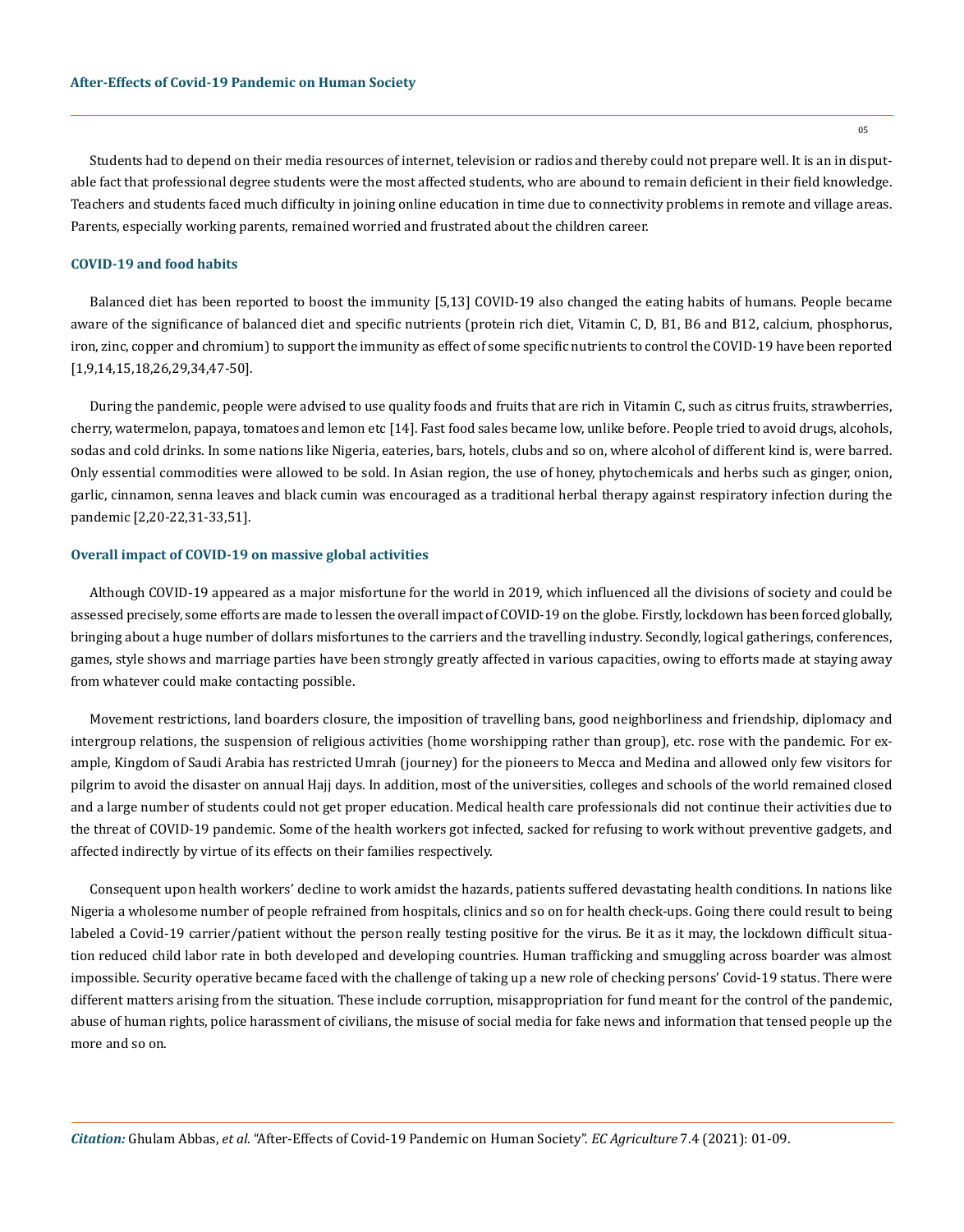Students had to depend on their media resources of internet, television or radios and thereby could not prepare well. It is an in disputable fact that professional degree students were the most affected students, who are abound to remain deficient in their field knowledge. Teachers and students faced much difficulty in joining online education in time due to connectivity problems in remote and village areas. Parents, especially working parents, remained worried and frustrated about the children career.

### COVID-19 and food habits

Balanced diet has been reported to boost the immunity [5,13] COVID-19 also changed the eating habits of humans. People became aware of the significance of balanced diet and specific nutrients (protein rich diet, Vitamin C, D, B1, B6 and B12, calcium, phosphorus, iron, zinc, copper and chromium) to support the immunity as effect of some specific nutrients to control the COVID-19 have been reported [1,9,14,15,18,26,29,34,47-50].

During the pandemic, people were advised to use quality foods and fruits that are rich in Vitamin C, such as citrus fruits, strawberries, cherry, watermelon, papaya, tomatoes and lemon etc [14]. Fast food sales became low, unlike before. People tried to avoid drugs, alcohols, sodas and cold drinks. In some nations like Nigeria, eateries, bars, hotels, clubs and so on, where alcohol of different kind is, were barred. Only essential commodities were allowed to be sold. In Asian region, the use of honey, phytochemicals and herbs such as ginger, onion, garlic, cinnamon, senna leaves and black cumin was encouraged as a traditional herbal therapy against respiratory infection during the pandemic [2,20-22,31-33,51].

### Overall impact of COVID-19 on massive global activities

Although COVID-19 appeared as a major misfortune for the world in 2019, which influenced all the divisions of society and could be assessed precisely, some efforts are made to lessen the overall impact of COVID-19 on the globe. Firstly, lockdown has been forced globally, bringing about a huge number of dollars misfortunes to the carriers and the travelling industry. Secondly, logical gatherings, conferences, games, style shows and marriage parties have been strongly greatly affected in various capacities, owing to efforts made at staying away from whatever could make contacting possible.

Movement restrictions, land boarders closure, the imposition of travelling bans, good neighborliness and friendship, diplomacy and intergroup relations, the suspension of religious activities (home worshipping rather than group), etc. rose with the pandemic. For example, Kingdom of Saudi Arabia has restricted Umrah (journey) for the pioneers to Mecca and Medina and allowed only few visitors for pilgrim to avoid the disaster on annual Hajj days. In addition, most of the universities, colleges and schools of the world remained closed and a large number of students could not get proper education. Medical health care professionals did not continue their activities due to the threat of COVID-19 pandemic. Some of the health workers got infected, sacked for refusing to work without preventive gadgets, and affected indirectly by virtue of its effects on their families respectively.

Consequent upon health workers' decline to work amidst the hazards, patients suffered devastating health conditions. In nations like Nigeria a wholesome number of people refrained from hospitals, clinics and so on for health check-ups. Going there could result to being labeled a Covid-19 carrier/patient without the person really testing positive for the virus. Be it as it may, the lockdown difficult situation reduced child labor rate in both developed and developing countries. Human trafficking and smuggling across boarder was almost impossible. Security operative became faced with the challenge of taking up a new role of checking persons' Covid-19 status. There were different matters arising from the situation. These include corruption, misappropriation for fund meant for the control of the pandemic, abuse of human rights, police harassment of civilians, the misuse of social media for fake news and information that tensed people up the more and so on.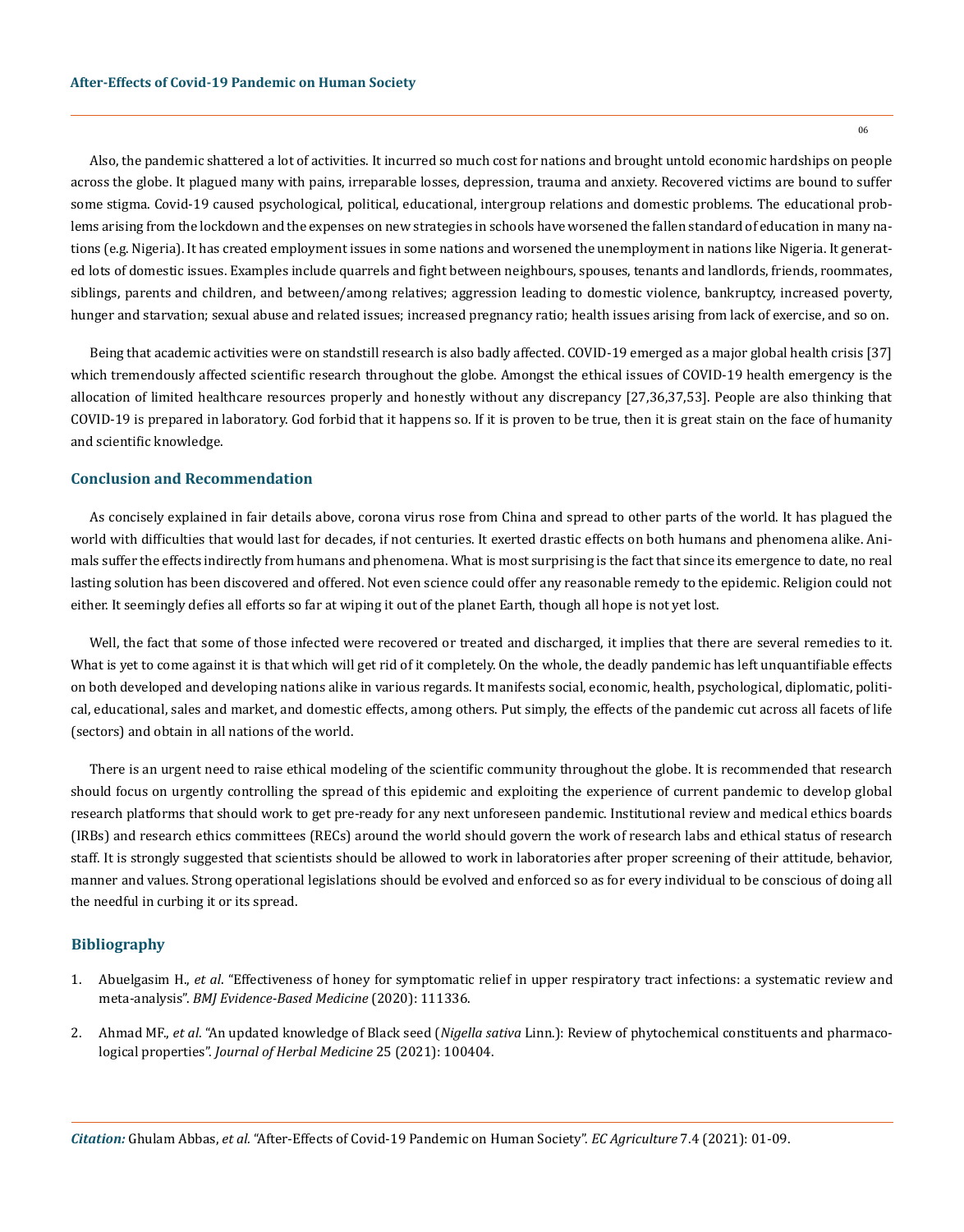Also, the pandemic shattered a lot of activities. It incurred so much cost for nations and brought untold economic hardships on people across the globe. It plagued many with pains, irreparable losses, depression, trauma and anxiety. Recovered victims are bound to suffer some stigma. Covid-19 caused psychological, political, educational, intergroup relations and domestic problems. The educational problems arising from the lockdown and the expenses on new strategies in schools have worsened the fallen standard of education in many nations (e.g. Nigeria). It has created employment issues in some nations and worsened the unemployment in nations like Nigeria. It generated lots of domestic issues. Examples include quarrels and fight between neighbours, spouses, tenants and landlords, friends, roommates, siblings, parents and children, and between/among relatives; aggression leading to domestic violence, bankruptcy, increased poverty, hunger and starvation; sexual abuse and related issues; increased pregnancy ratio; health issues arising from lack of exercise, and so on.

Being that academic activities were on standstill research is also badly affected. COVID-19 emerged as a major global health crisis [37] which tremendously affected scientific research throughout the globe. Amongst the ethical issues of COVID-19 health emergency is the allocation of limited healthcare resources properly and honestly without any discrepancy [27,36,37,53]. People are also thinking that COVID-19 is prepared in laboratory. God forbid that it happens so. If it is proven to be true, then it is great stain on the face of humanity and scientific knowledge.

## Conclusion and Recommendation

As concisely explained in fair details above, corona virus rose from China and spread to other parts of the world. It has plagued the world with difficulties that would last for decades, if not centuries. It exerted drastic effects on both humans and phenomena alike. Animals suffer the effects indirectly from humans and phenomena. What is most surprising is the fact that since its emergence to date, no real lasting solution has been discovered and offered. Not even science could offer any reasonable remedy to the epidemic. Religion could not either. It seemingly defies all efforts so far at wiping it out of the planet Earth, though all hope is not yet lost.

Well, the fact that some of those infected were recovered or treated and discharged, it implies that there are several remedies to it. What is yet to come against it is that which will get rid of it completely. On the whole, the deadly pandemic has left unquantifiable effects on both developed and developing nations alike in various regards. It manifests social, economic, health, psychological, diplomatic, political, educational, sales and market, and domestic effects, among others. Put simply, the effects of the pandemic cut across all facets of life (sectors) and obtain in all nations of the world.

There is an urgent need to raise ethical modeling of the scientific community throughout the globe. It is recommended that research should focus on urgently controlling the spread of this epidemic and exploiting the experience of current pandemic to develop global research platforms that should work to get pre-ready for any next unforeseen pandemic. Institutional review and medical ethics boards (IRBs) and research ethics committees (RECs) around the world should govern the work of research labs and ethical status of research staff. It is strongly suggested that scientists should be allowed to work in laboratories after proper screening of their attitude, behavior, manner and values. Strong operational legislations should be evolved and enforced so as for every individual to be conscious of doing all the needful in curbing it or its spread.

## Bibliography

1. Abuelgasim H., *et al*. "Effectiveness of honey for symptomatic relief in upper respiratory tract infections: a systematic review and meta-analysis". *BMJ Evidence-Based Medicine* (2020): 111336.
2. Ahmad MF., *et al*. "An updated knowledge of Black seed (*Nigella sativa* Linn.): Review of phytochemical constituents and pharmacological properties". *Journal of Herbal Medicine* 25 (2021): 100404.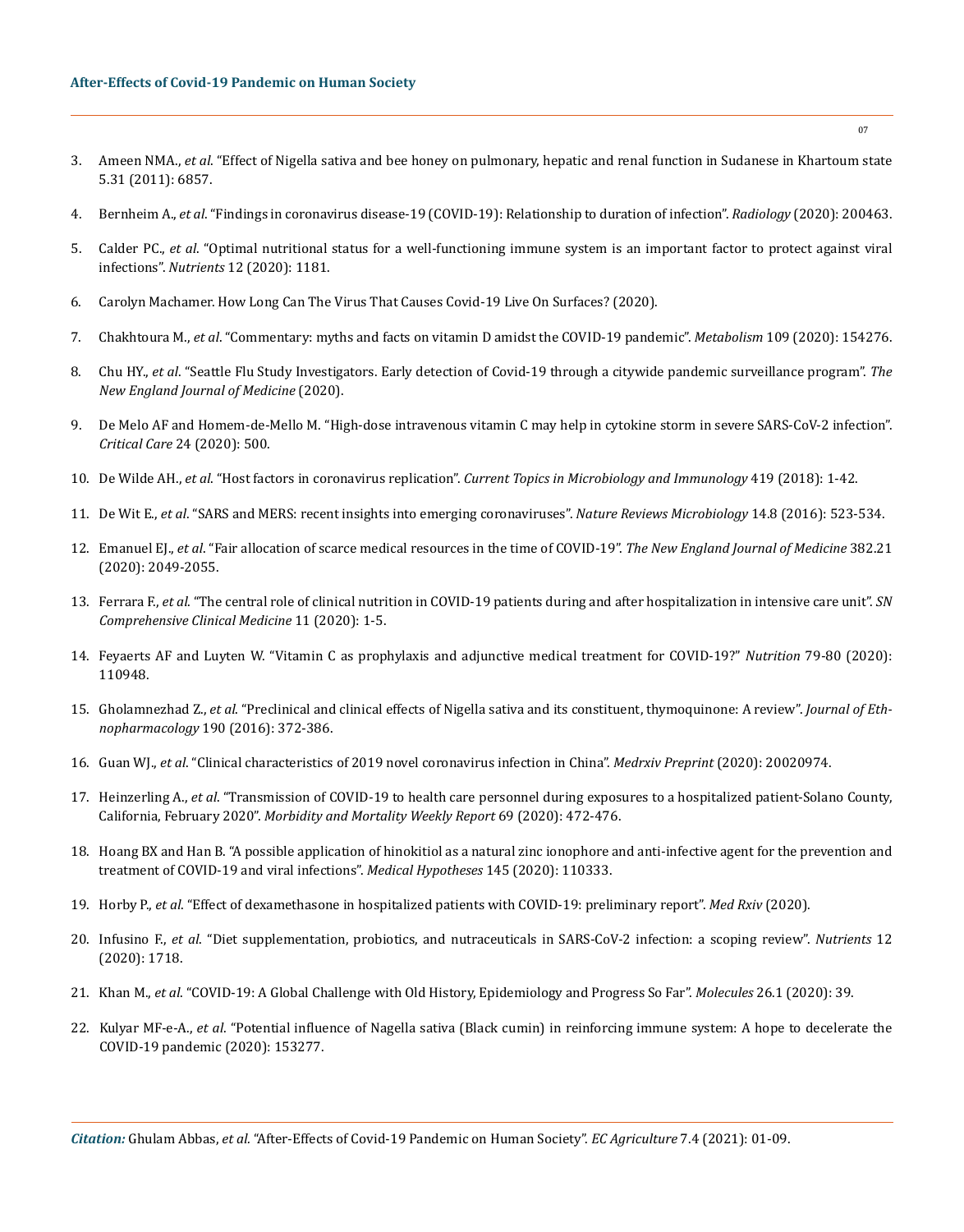3. Ameen NMA., *et al*. "Effect of Nigella sativa and bee honey on pulmonary, hepatic and renal function in Sudanese in Khartoum state 5.31 (2011): 6857.

4. Bernheim A., *et al*. "Findings in coronavirus disease-19 (COVID-19): Relationship to duration of infection". *Radiology* (2020): 200463.

5. Calder PC., *et al*. "Optimal nutritional status for a well-functioning immune system is an important factor to protect against viral infections". *Nutrients* 12 (2020): 1181.

6. Carolyn Machamer. How Long Can The Virus That Causes Covid-19 Live On Surfaces? (2020).

7. Chakhtoura M., *et al*. "Commentary: myths and facts on vitamin D amidst the COVID-19 pandemic". *Metabolism* 109 (2020): 154276.

8. Chu HY., *et al*. "Seattle Flu Study Investigators. Early detection of Covid-19 through a citywide pandemic surveillance program". *The New England Journal of Medicine* (2020).

9. De Melo AF and Homem-de-Mello M. "High-dose intravenous vitamin C may help in cytokine storm in severe SARS-CoV-2 infection". *Critical Care* 24 (2020): 500.

10. De Wilde AH., *et al*. "Host factors in coronavirus replication". *Current Topics in Microbiology and Immunology* 419 (2018): 1-42.

11. De Wit E., *et al*. "SARS and MERS: recent insights into emerging coronaviruses". *Nature Reviews Microbiology* 14.8 (2016): 523-534.

12. Emanuel EJ., *et al*. "Fair allocation of scarce medical resources in the time of COVID-19". *The New England Journal of Medicine* 382.21 (2020): 2049-2055.

13. Ferrara F., *et al*. "The central role of clinical nutrition in COVID-19 patients during and after hospitalization in intensive care unit". *SN Comprehensive Clinical Medicine* 11 (2020): 1-5.

14. Feyaerts AF and Luyten W. "Vitamin C as prophylaxis and adjunctive medical treatment for COVID-19?" *Nutrition* 79-80 (2020): 110948.

15. Gholamnezhad Z., *et al*. "Preclinical and clinical effects of Nigella sativa and its constituent, thymoquinone: A review". *Journal of Ethnopharmacology* 190 (2016): 372-386.

16. Guan WJ., *et al*. "Clinical characteristics of 2019 novel coronavirus infection in China". *Medrxiv Preprint* (2020): 20020974.

17. Heinzerling A., *et al*. "Transmission of COVID-19 to health care personnel during exposures to a hospitalized patient-Solano County, California, February 2020". *Morbidity and Mortality Weekly Report* 69 (2020): 472-476.

18. Hoang BX and Han B. "A possible application of hinokitiol as a natural zinc ionophore and anti-infective agent for the prevention and treatment of COVID-19 and viral infections". *Medical Hypotheses* 145 (2020): 110333.

19. Horby P., *et al*. "Effect of dexamethasone in hospitalized patients with COVID-19: preliminary report". *Med Rxiv* (2020).

20. Infusino F., *et al*. "Diet supplementation, probiotics, and nutraceuticals in SARS-CoV-2 infection: a scoping review". *Nutrients* 12 (2020): 1718.

21. Khan M., *et al*. "COVID-19: A Global Challenge with Old History, Epidemiology and Progress So Far". *Molecules* 26.1 (2020): 39.

22. Kulyar MF-e-A., *et al*. "Potential influence of Nagella sativa (Black cumin) in reinforcing immune system: A hope to decelerate the COVID-19 pandemic (2020): 153277.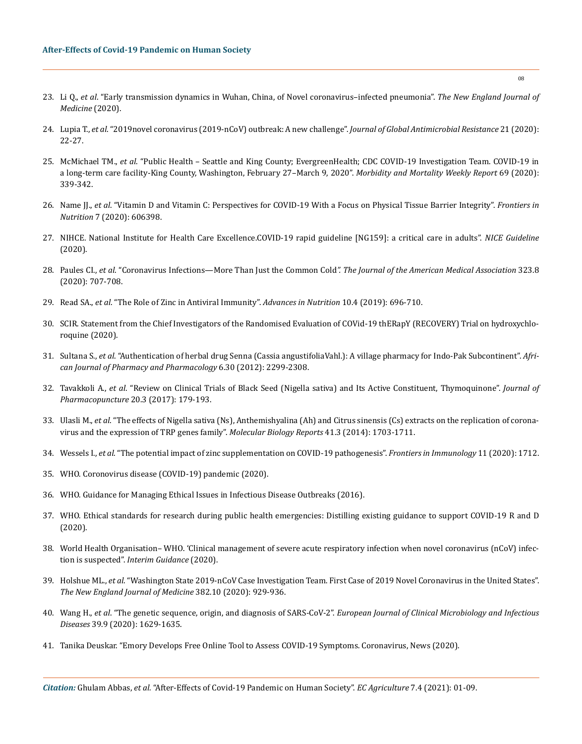23. Li Q., *et al*. "Early transmission dynamics in Wuhan, China, of Novel coronavirus–infected pneumonia". *The New England Journal of Medicine* (2020).

24. Lupia T., *et al*. "2019novel coronavirus (2019-nCoV) outbreak: A new challenge". *Journal of Global Antimicrobial Resistance* 21 (2020): 22-27.

25. McMichael TM., *et al*. "Public Health – Seattle and King County; EvergreenHealth; CDC COVID-19 Investigation Team. COVID-19 in a long-term care facility-King County, Washington, February 27–March 9, 2020". *Morbidity and Mortality Weekly Report* 69 (2020): 339-342.

26. Name JJ., *et al*. "Vitamin D and Vitamin C: Perspectives for COVID-19 With a Focus on Physical Tissue Barrier Integrity". *Frontiers in Nutrition* 7 (2020): 606398.

27. NIHCE. National Institute for Health Care Excellence.COVID-19 rapid guideline [NG159]: a critical care in adults". *NICE Guideline* (2020).

28. Paules CI., *et al*. "Coronavirus Infections—More Than Just the Common Cold*". The Journal of the American Medical Association* 323.8 (2020): 707-708.

29. Read SA., *et al*. "The Role of Zinc in Antiviral Immunity". *Advances in Nutrition* 10.4 (2019): 696-710.

30. SCIR. Statement from the Chief Investigators of the Randomised Evaluation of COVid-19 thERapY (RECOVERY) Trial on hydroxychloroquine (2020).

31. Sultana S., *et al*. "Authentication of herbal drug Senna (Cassia angustifoliaVahl.): A village pharmacy for Indo-Pak Subcontinent". *African Journal of Pharmacy and Pharmacology* 6.30 (2012): 2299-2308.

32. Tavakkoli A., *et al*. "Review on Clinical Trials of Black Seed (Nigella sativa) and Its Active Constituent, Thymoquinone". *Journal of Pharmacopuncture* 20.3 (2017): 179-193.

33. Ulasli M., *et al*. "The effects of Nigella sativa (Ns), Anthemishyalina (Ah) and Citrus sinensis (Cs) extracts on the replication of coronavirus and the expression of TRP genes family". *Molecular Biology Reports* 41.3 (2014): 1703-1711.

34. Wessels I., *et al*. "The potential impact of zinc supplementation on COVID-19 pathogenesis". *Frontiers in Immunology* 11 (2020): 1712.

35. WHO. Coronovirus disease (COVID-19) pandemic (2020).

36. WHO. Guidance for Managing Ethical Issues in Infectious Disease Outbreaks (2016).

37. WHO. Ethical standards for research during public health emergencies: Distilling existing guidance to support COVID-19 R and D (2020).

38. World Health Organisation– WHO. 'Clinical management of severe acute respiratory infection when novel coronavirus (nCoV) infection is suspected". *Interim Guidance* (2020).

39. Holshue ML., *et al*. "Washington State 2019-nCoV Case Investigation Team. First Case of 2019 Novel Coronavirus in the United States". *The New England Journal of Medicine* 382.10 (2020): 929-936.

40. Wang H., *et al*. "The genetic sequence, origin, and diagnosis of SARS-CoV-2". *European Journal of Clinical Microbiology and Infectious Diseases* 39.9 (2020): 1629-1635.

41. Tanika Deuskar. "Emory Develops Free Online Tool to Assess COVID-19 Symptoms. Coronavirus, News (2020).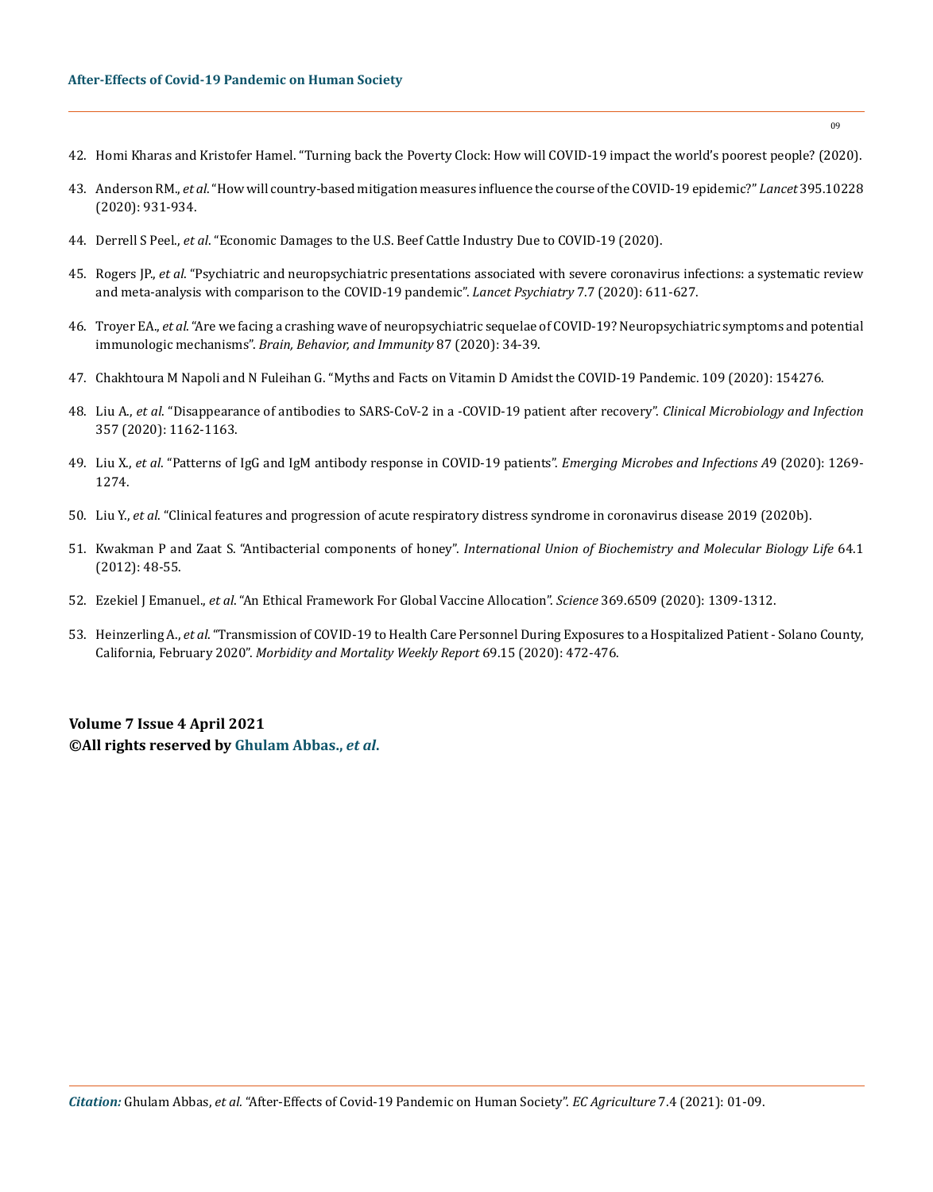42. Homi Kharas and Kristofer Hamel. "Turning back the Poverty Clock: How will COVID-19 impact the world's poorest people? (2020).
43. Anderson RM., *et al*. "How will country-based mitigation measures influence the course of the COVID-19 epidemic?" *Lancet* 395.10228 (2020): 931-934.
44. Derrell S Peel., *et al*. "Economic Damages to the U.S. Beef Cattle Industry Due to COVID-19 (2020).
45. Rogers JP., *et al*. "Psychiatric and neuropsychiatric presentations associated with severe coronavirus infections: a systematic review and meta-analysis with comparison to the COVID-19 pandemic". *Lancet Psychiatry* 7.7 (2020): 611-627.
46. Troyer EA., *et al*. "Are we facing a crashing wave of neuropsychiatric sequelae of COVID-19? Neuropsychiatric symptoms and potential immunologic mechanisms". *Brain, Behavior, and Immunity* 87 (2020): 34-39.
47. Chakhtoura M Napoli and N Fuleihan G. "Myths and Facts on Vitamin D Amidst the COVID-19 Pandemic. 109 (2020): 154276.
48. Liu A., *et al*. "Disappearance of antibodies to SARS-CoV-2 in a -COVID-19 patient after recovery". *Clinical Microbiology and Infection* 357 (2020): 1162-1163.
49. Liu X., *et al*. "Patterns of IgG and IgM antibody response in COVID-19 patients". *Emerging Microbes and Infections A*9 (2020): 1269-1274.
50. Liu Y., *et al*. "Clinical features and progression of acute respiratory distress syndrome in coronavirus disease 2019 (2020b).
51. Kwakman P and Zaat S. "Antibacterial components of honey". *International Union of Biochemistry and Molecular Biology Life* 64.1 (2012): 48-55.
52. Ezekiel J Emanuel., *et al*. "An Ethical Framework For Global Vaccine Allocation". *Science* 369.6509 (2020): 1309-1312.
53. Heinzerling A., *et al*. "Transmission of COVID-19 to Health Care Personnel During Exposures to a Hospitalized Patient - Solano County, California, February 2020". *Morbidity and Mortality Weekly Report* 69.15 (2020): 472-476.

**Volume 7 Issue 4 April 2021**
**©All rights reserved by Ghulam Abbas., *et al*.**